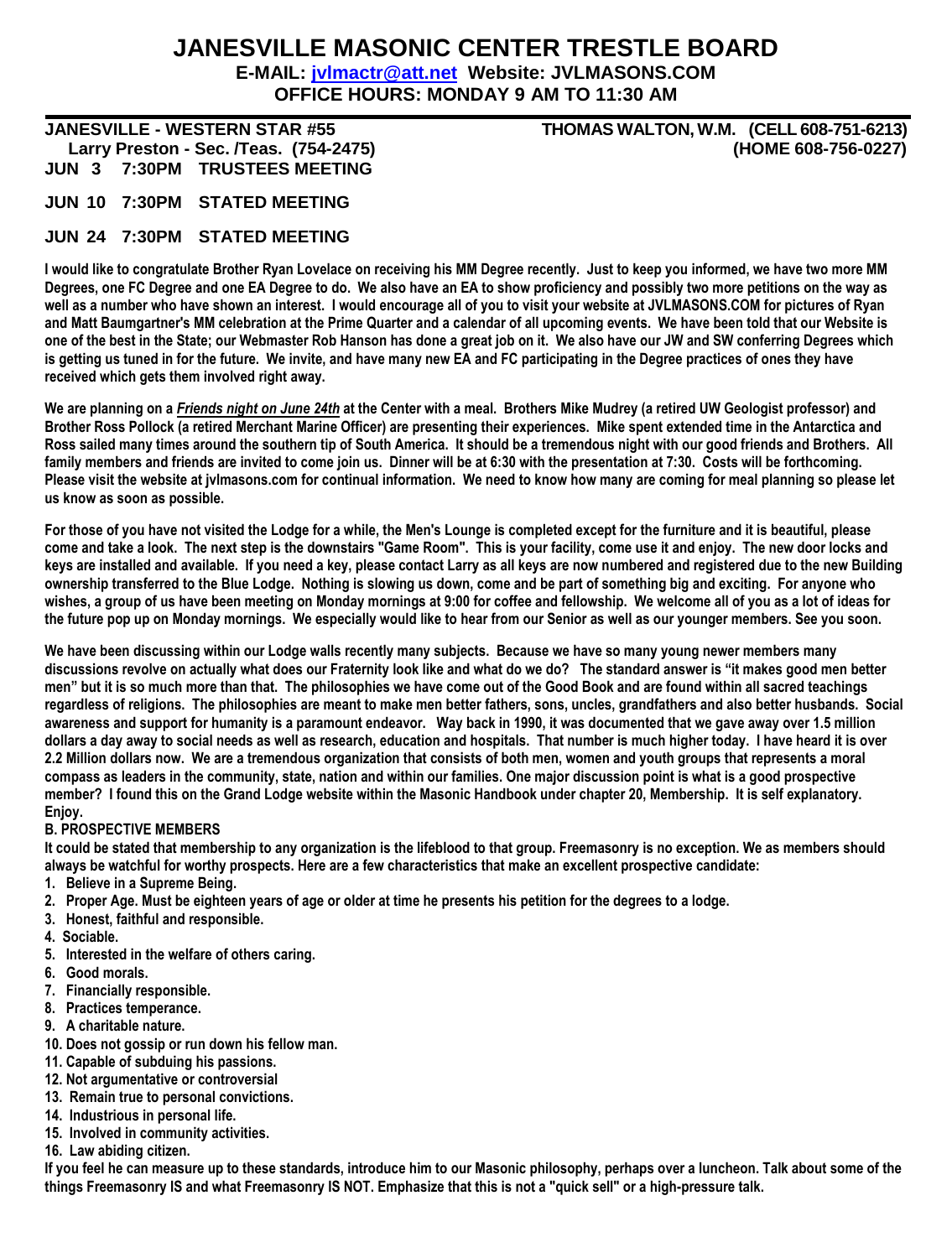# JANESVILLE MASONIC CENTER TRESTLE BOARD

**E-MAIL: jvlmactr@att.net Website: JVLMASONS.COM**

**OFFICE HOURS: MONDAY 9 AM TO 11:30 AM**

**JANESVILLE - WESTERN STAR #55** **THOMAS WALTON, W.M. (CELL 608-751-6213)**

**Larry Preston - Sec. /Teas. (754-2475)** **(HOME 608-756-0227)**

**JUN 3 7:30PM TRUSTEES MEETING**

**JUN 10 7:30PM STATED MEETING**

**JUN 24 7:30PM STATED MEETING**

**I would like to congratulate Brother Ryan Lovelace on receiving his MM Degree recently. Just to keep you informed, we have two more MM Degrees, one FC Degree and one EA Degree to do. We also have an EA to show proficiency and possibly two more petitions on the way as well as a number who have shown an interest. I would encourage all of you to visit your website at JVLMASONS.COM for pictures of Ryan and Matt Baumgartner's MM celebration at the Prime Quarter and a calendar of all upcoming events. We have been told that our Website is one of the best in the State; our Webmaster Rob Hanson has done a great job on it. We also have our JW and SW conferring Degrees which is getting us tuned in for the future. We invite, and have many new EA and FC participating in the Degree practices of ones they have received which gets them involved right away.**

**We are planning on a *Friends night on June 24th* at the Center with a meal. Brothers Mike Mudrey (a retired UW Geologist professor) and Brother Ross Pollock (a retired Merchant Marine Officer) are presenting their experiences. Mike spent extended time in the Antarctica and Ross sailed many times around the southern tip of South America. It should be a tremendous night with our good friends and Brothers. All family members and friends are invited to come join us. Dinner will be at 6:30 with the presentation at 7:30. Costs will be forthcoming. Please visit the website at jvlmasons.com for continual information. We need to know how many are coming for meal planning so please let us know as soon as possible.**

**For those of you have not visited the Lodge for a while, the Men's Lounge is completed except for the furniture and it is beautiful, please come and take a look. The next step is the downstairs "Game Room". This is your facility, come use it and enjoy. The new door locks and keys are installed and available. If you need a key, please contact Larry as all keys are now numbered and registered due to the new Building ownership transferred to the Blue Lodge. Nothing is slowing us down, come and be part of something big and exciting. For anyone who wishes, a group of us have been meeting on Monday mornings at 9:00 for coffee and fellowship. We welcome all of you as a lot of ideas for the future pop up on Monday mornings. We especially would like to hear from our Senior as well as our younger members. See you soon.**

**We have been discussing within our Lodge walls recently many subjects. Because we have so many young newer members many discussions revolve on actually what does our Fraternity look like and what do we do? The standard answer is "it makes good men better men" but it is so much more than that. The philosophies we have come out of the Good Book and are found within all sacred teachings regardless of religions. The philosophies are meant to make men better fathers, sons, uncles, grandfathers and also better husbands. Social awareness and support for humanity is a paramount endeavor. Way back in 1990, it was documented that we gave away over 1.5 million dollars a day away to social needs as well as research, education and hospitals. That number is much higher today. I have heard it is over 2.2 Million dollars now. We are a tremendous organization that consists of both men, women and youth groups that represents a moral compass as leaders in the community, state, nation and within our families. One major discussion point is what is a good prospective member? I found this on the Grand Lodge website within the Masonic Handbook under chapter 20, Membership. It is self explanatory. Enjoy.**

**B. PROSPECTIVE MEMBERS**

**It could be stated that membership to any organization is the lifeblood to that group. Freemasonry is no exception. We as members should always be watchful for worthy prospects. Here are a few characteristics that make an excellent prospective candidate:**

1. **Believe in a Supreme Being.**
2. **Proper Age. Must be eighteen years of age or older at time he presents his petition for the degrees to a lodge.**
3. **Honest, faithful and responsible.**
4. **Sociable.**
5. **Interested in the welfare of others caring.**
6. **Good morals.**
7. **Financially responsible.**
8. **Practices temperance.**
9. **A charitable nature.**
10. **Does not gossip or run down his fellow man.**
11. **Capable of subduing his passions.**
12. **Not argumentative or controversial**
13. **Remain true to personal convictions.**
14. **Industrious in personal life.**
15. **Involved in community activities.**
16. **Law abiding citizen.**

**If you feel he can measure up to these standards, introduce him to our Masonic philosophy, perhaps over a luncheon. Talk about some of the things Freemasonry IS and what Freemasonry IS NOT. Emphasize that this is not a "quick sell" or a high-pressure talk.**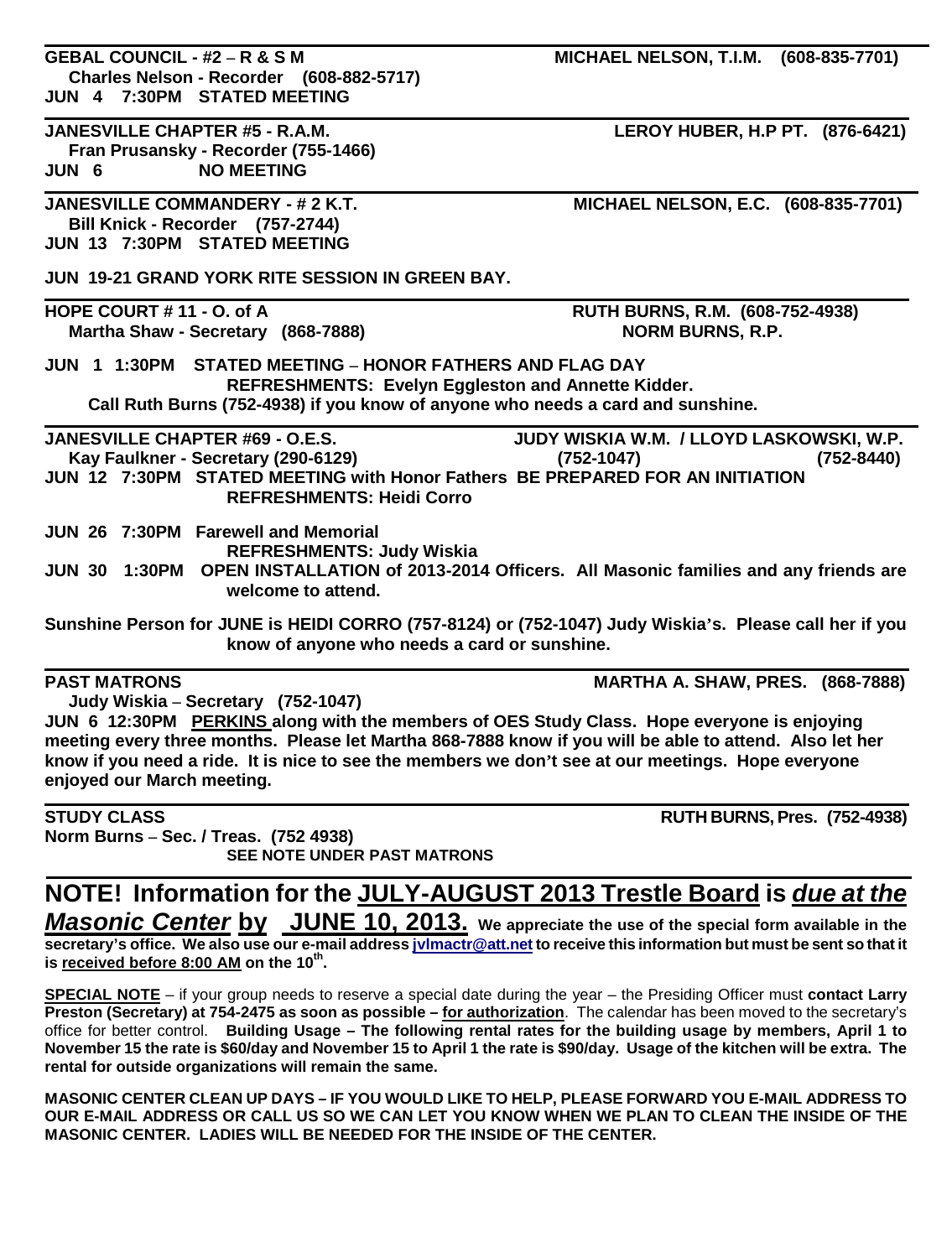**GEBAL COUNCIL - #2 – R & S M** **MICHAEL NELSON, T.I.M. (608-835-7701)**
**Charles Nelson - Recorder (608-882-5717)**
**JUN 4 7:30PM STATED MEETING**

---

**JANESVILLE CHAPTER #5 - R.A.M.** **LEROY HUBER, H.P PT. (876-6421)**
**Fran Prusansky - Recorder (755-1466)**
**JUN 6 NO MEETING**

---

**JANESVILLE COMMANDERY - # 2 K.T.** **MICHAEL NELSON, E.C. (608-835-7701)**
**Bill Knick - Recorder (757-2744)**
**JUN 13 7:30PM STATED MEETING**

**JUN 19-21 GRAND YORK RITE SESSION IN GREEN BAY.**

---

**HOPE COURT # 11 - O. of A** **RUTH BURNS, R.M. (608-752-4938)**
**Martha Shaw - Secretary (868-7888)** **NORM BURNS, R.P.**

**JUN 1 1:30PM STATED MEETING – HONOR FATHERS AND FLAG DAY**
**REFRESHMENTS: Evelyn Eggleston and Annette Kidder.**
**Call Ruth Burns (752-4938) if you know of anyone who needs a card and sunshine.**

---

**JANESVILLE CHAPTER #69 - O.E.S.** **JUDY WISKIA W.M. / LLOYD LASKOWSKI, W.P.**
**Kay Faulkner - Secretary (290-6129)** **(752-1047) (752-8440)**

**JUN 12 7:30PM STATED MEETING with Honor Fathers BE PREPARED FOR AN INITIATION**
**REFRESHMENTS: Heidi Corro**

**JUN 26 7:30PM Farewell and Memorial**
**REFRESHMENTS: Judy Wiskia**

**JUN 30 1:30PM OPEN INSTALLATION of 2013-2014 Officers. All Masonic families and any friends are welcome to attend.**

**Sunshine Person for JUNE is HEIDI CORRO (757-8124) or (752-1047) Judy Wiskia's. Please call her if you know of anyone who needs a card or sunshine.**

---

**PAST MATRONS** **MARTHA A. SHAW, PRES. (868-7888)**
**Judy Wiskia – Secretary (752-1047)**

**JUN 6 12:30PM PERKINS along with the members of OES Study Class. Hope everyone is enjoying meeting every three months. Please let Martha 868-7888 know if you will be able to attend. Also let her know if you need a ride. It is nice to see the members we don't see at our meetings. Hope everyone enjoyed our March meeting.**

---

**STUDY CLASS** **RUTH BURNS, Pres. (752-4938)**
**Norm Burns – Sec. / Treas. (752 4938)**
**SEE NOTE UNDER PAST MATRONS**

---

## NOTE! Information for the JULY-AUGUST 2013 Trestle Board is *due at the Masonic Center* by JUNE 10, 2013.

**We appreciate the use of the special form available in the secretary's office. We also use our e-mail address jvlmactr@att.net to receive this information but must be sent so that it is received before 8:00 AM on the 10th.**

**SPECIAL NOTE** – if your group needs to reserve a special date during the year – the Presiding Officer must **contact Larry Preston (Secretary) at 754-2475 as soon as possible – for authorization**. The calendar has been moved to the secretary's office for better control. **Building Usage – The following rental rates for the building usage by members, April 1 to November 15 the rate is $60/day and November 15 to April 1 the rate is $90/day. Usage of the kitchen will be extra. The rental for outside organizations will remain the same.**

**MASONIC CENTER CLEAN UP DAYS – IF YOU WOULD LIKE TO HELP, PLEASE FORWARD YOU E-MAIL ADDRESS TO OUR E-MAIL ADDRESS OR CALL US SO WE CAN LET YOU KNOW WHEN WE PLAN TO CLEAN THE INSIDE OF THE MASONIC CENTER. LADIES WILL BE NEEDED FOR THE INSIDE OF THE CENTER.**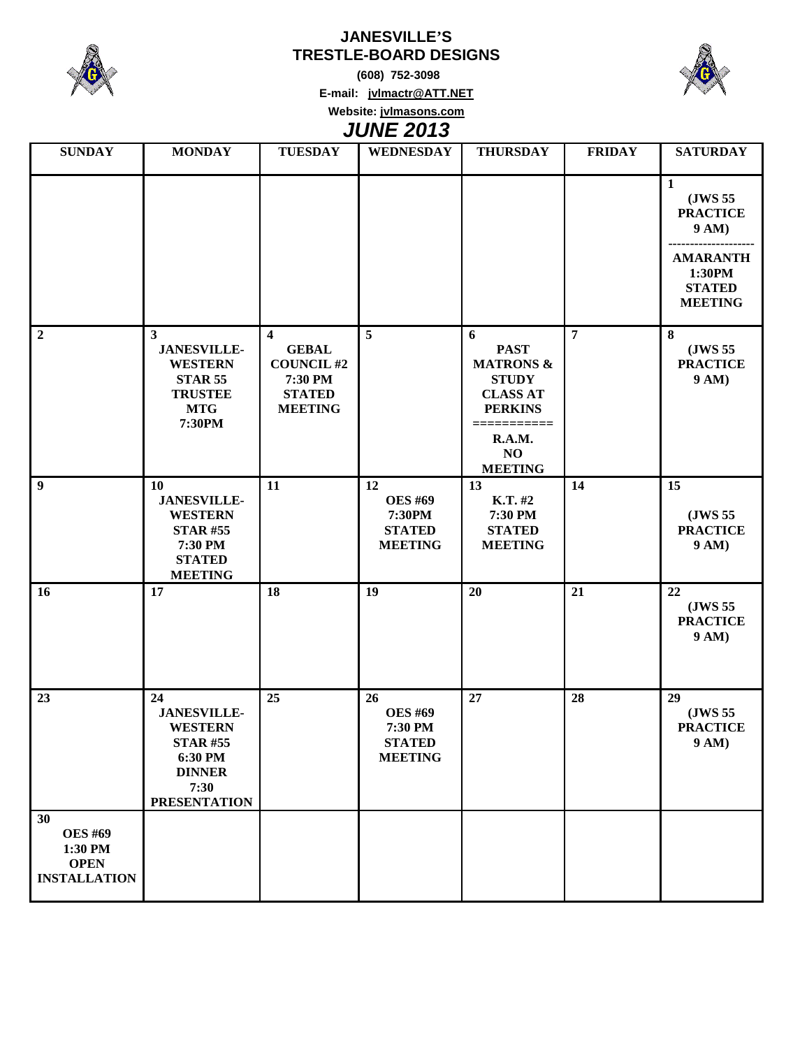# JANESVILLE'S TRESTLE-BOARD DESIGNS

**(608) 752-3098**

**E-mail: jvlmactr@ATT.NET**

**Website: jvlmasons.com**

## JUNE 2013

| SUNDAY | MONDAY | TUESDAY | WEDNESDAY | THURSDAY | FRIDAY | SATURDAY |
|---|---|---|---|---|---|---|
| | | | | | | **1** (JWS 55 PRACTICE 9 AM) -------------------- AMARANTH 1:30PM STATED MEETING |
| **2** | **3** JANESVILLE-WESTERN STAR 55 TRUSTEE MTG 7:30PM | **4** GEBAL COUNCIL #2 7:30 PM STATED MEETING | **5** | **6** PAST MATRONS & STUDY CLASS AT PERKINS =========== R.A.M. NO MEETING | **7** | **8** (JWS 55 PRACTICE 9 AM) |
| **9** | **10** JANESVILLE-WESTERN STAR #55 7:30 PM STATED MEETING | **11** | **12** OES #69 7:30PM STATED MEETING | **13** K.T. #2 7:30 PM STATED MEETING | **14** | **15** (JWS 55 PRACTICE 9 AM) |
| **16** | **17** | **18** | **19** | **20** | **21** | **22** (JWS 55 PRACTICE 9 AM) |
| **23** | **24** JANESVILLE-WESTERN STAR #55 6:30 PM DINNER 7:30 PRESENTATION | **25** | **26** OES #69 7:30 PM STATED MEETING | **27** | **28** | **29** (JWS 55 PRACTICE 9 AM) |
| **30** OES #69 1:30 PM OPEN INSTALLATION | | | | | | |